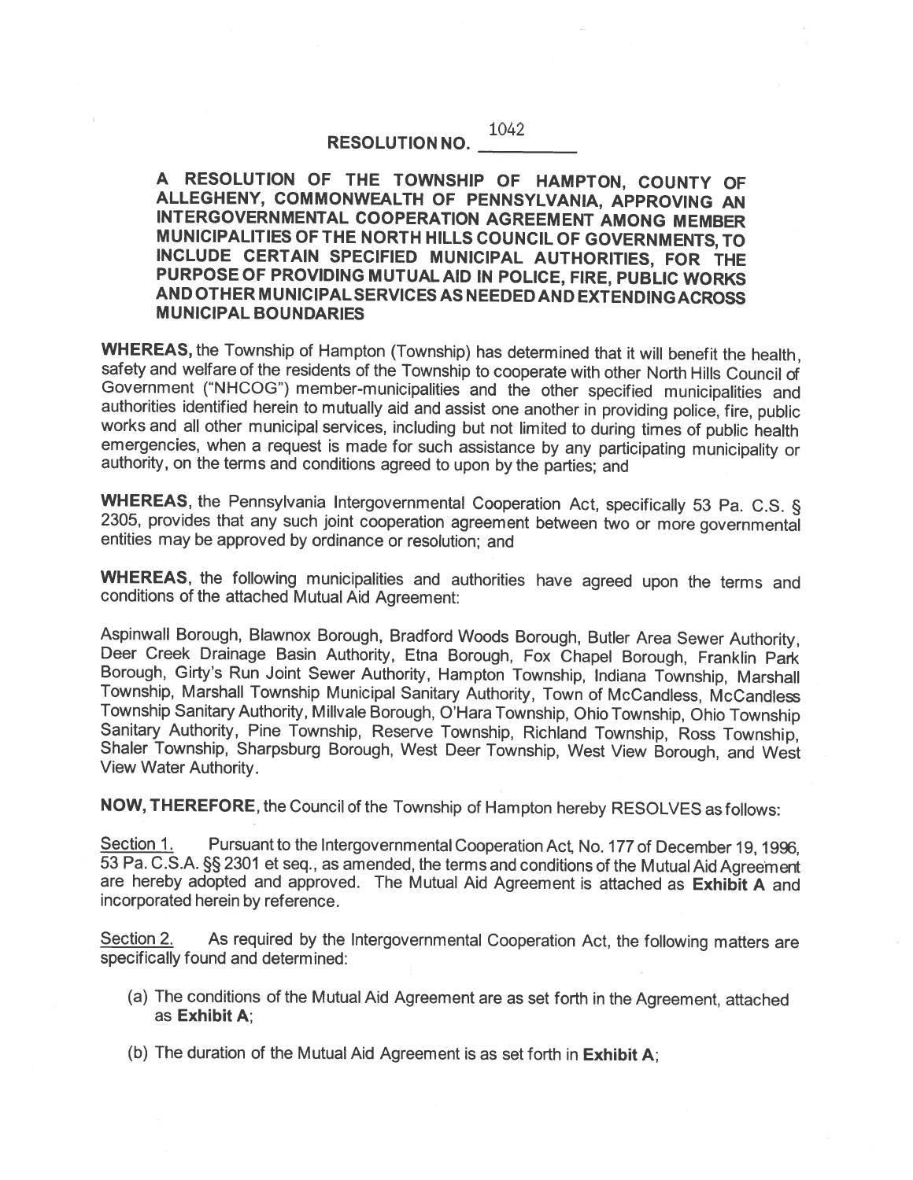# RESOLUTION NO. 1042

## A RESOLUTION OF THE TOWNSHIP OF HAMPTON, COUNTY OF ALLEGHENY, COMMONWEALTH OF PENNSYLVANIA, APPROVING AN INTERGOVERNMENTAL COOPERATION AGREEMENT AMONG MEMBER MUNICIPALITIES OF THE NORTH HILLS COUNCIL OF GOVERNMENTS, TO INCLUDE CERTAIN SPECIFIED MUNICIPAL AUTHORITIES, FOR THE PURPOSE OF PROVIDING MUTUAL AID IN POLICE, FIRE, PUBLIC WORKS AND OTHER MUNICIPAL SERVICES AS NEEDED AND EXTENDING ACROSS MUNICIPAL BOUNDARIES

**WHEREAS,** the Township of Hampton (Township) has determined that it will benefit the health, safety and welfare of the residents of the Township to cooperate with other North Hills Council of Government ("NHCOG") member-municipalities and the other specified municipalities and authorities identified herein to mutually aid and assist one another in providing police, fire, public works and all other municipal services, including but not limited to during times of public health emergencies, when a request is made for such assistance by any participating municipality or authority, on the terms and conditions agreed to upon by the parties; and

**WHEREAS**, the Pennsylvania Intergovernmental Cooperation Act, specifically 53 Pa. C.S. § 2305, provides that any such joint cooperation agreement between two or more governmental entities may be approved by ordinance or resolution; and

**WHEREAS**, the following municipalities and authorities have agreed upon the terms and conditions of the attached Mutual Aid Agreement:

Aspinwall Borough, Blawnox Borough, Bradford Woods Borough, Butler Area Sewer Authority, Deer Creek Drainage Basin Authority, Etna Borough, Fox Chapel Borough, Franklin Park Borough, Girty's Run Joint Sewer Authority, Hampton Township, Indiana Township, Marshall Township, Marshall Township Municipal Sanitary Authority, Town of McCandless, McCandless Township Sanitary Authority, Millvale Borough, O'Hara Township, Ohio Township, Ohio Township Sanitary Authority, Pine Township, Reserve Township, Richland Township, Ross Township, Shaler Township, Sharpsburg Borough, West Deer Township, West View Borough, and West View Water Authority.

**NOW, THEREFORE**, the Council of the Township of Hampton hereby RESOLVES as follows:

<u>Section 1.</u> Pursuant to the Intergovernmental Cooperation Act, No. 177 of December 19, 1996, 53 Pa. C.S.A. §§ 2301 et seq., as amended, the terms and conditions of the Mutual Aid Agreement are hereby adopted and approved. The Mutual Aid Agreement is attached as **Exhibit A** and incorporated herein by reference.

<u>Section 2.</u> As required by the Intergovernmental Cooperation Act, the following matters are specifically found and determined:

(a) The conditions of the Mutual Aid Agreement are as set forth in the Agreement, attached as **Exhibit A**;

(b) The duration of the Mutual Aid Agreement is as set forth in **Exhibit A**;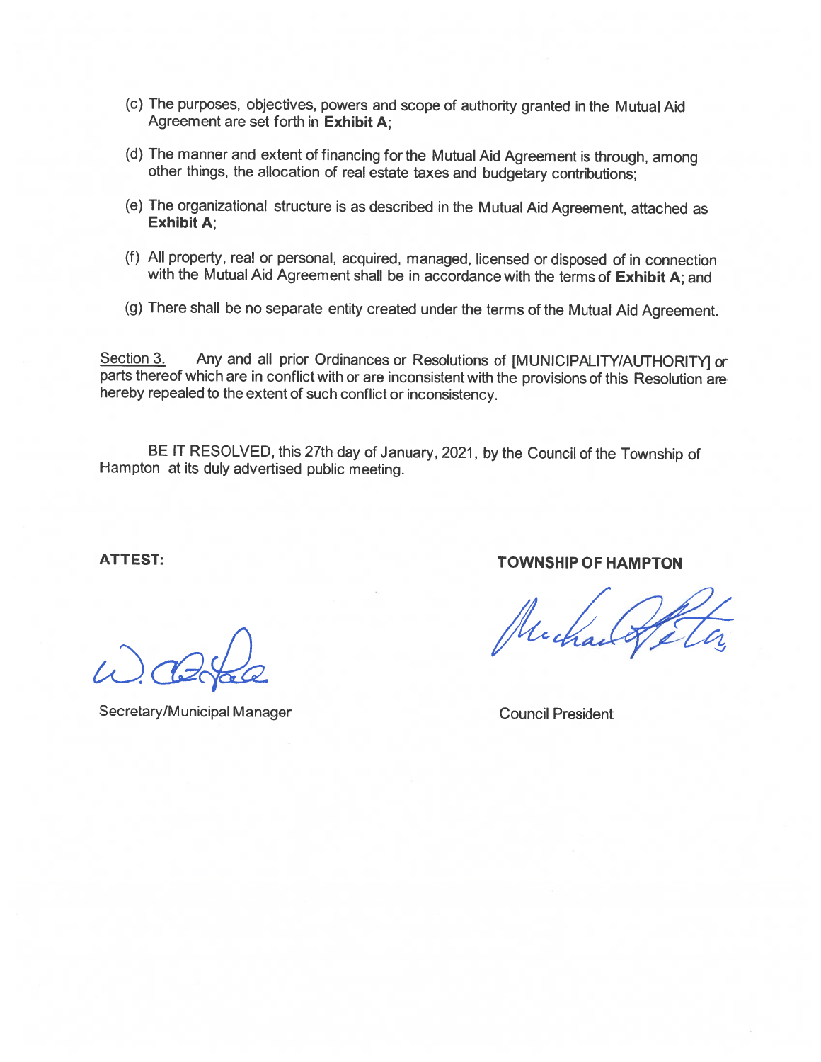(c) The purposes, objectives, powers and scope of authority granted in the Mutual Aid Agreement are set forth in **Exhibit A**;

(d) The manner and extent of financing for the Mutual Aid Agreement is through, among other things, the allocation of real estate taxes and budgetary contributions;

(e) The organizational structure is as described in the Mutual Aid Agreement, attached as **Exhibit A**;

(f) All property, real or personal, acquired, managed, licensed or disposed of in connection with the Mutual Aid Agreement shall be in accordance with the terms of **Exhibit A**; and

(g) There shall be no separate entity created under the terms of the Mutual Aid Agreement.

Section 3. Any and all prior Ordinances or Resolutions of [MUNICIPALITY/AUTHORITY] or parts thereof which are in conflict with or are inconsistent with the provisions of this Resolution are hereby repealed to the extent of such conflict or inconsistency.

BE IT RESOLVED, this 27th day of January, 2021, by the Council of the Township of Hampton at its duly advertised public meeting.

**ATTEST:**

Secretary/Municipal Manager

**TOWNSHIP OF HAMPTON**

Council President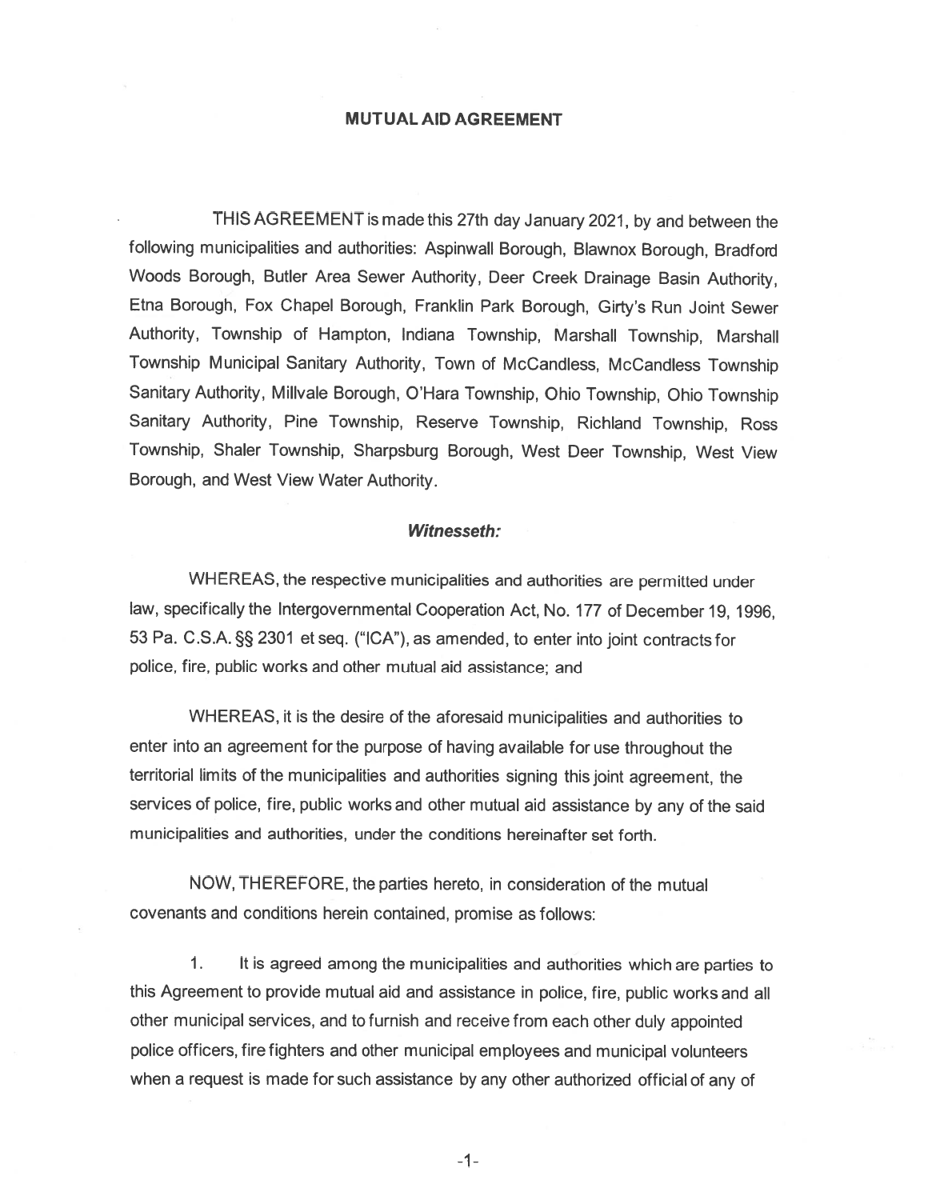# MUTUAL AID AGREEMENT

THIS AGREEMENT is made this 27th day January 2021, by and between the following municipalities and authorities: Aspinwall Borough, Blawnox Borough, Bradford Woods Borough, Butler Area Sewer Authority, Deer Creek Drainage Basin Authority, Etna Borough, Fox Chapel Borough, Franklin Park Borough, Girty's Run Joint Sewer Authority, Township of Hampton, Indiana Township, Marshall Township, Marshall Township Municipal Sanitary Authority, Town of McCandless, McCandless Township Sanitary Authority, Millvale Borough, O'Hara Township, Ohio Township, Ohio Township Sanitary Authority, Pine Township, Reserve Township, Richland Township, Ross Township, Shaler Township, Sharpsburg Borough, West Deer Township, West View Borough, and West View Water Authority.

***Witnesseth:***

WHEREAS, the respective municipalities and authorities are permitted under law, specifically the Intergovernmental Cooperation Act, No. 177 of December 19, 1996, 53 Pa. C.S.A. §§ 2301 et seq. ("ICA"), as amended, to enter into joint contracts for police, fire, public works and other mutual aid assistance; and

WHEREAS, it is the desire of the aforesaid municipalities and authorities to enter into an agreement for the purpose of having available for use throughout the territorial limits of the municipalities and authorities signing this joint agreement, the services of police, fire, public works and other mutual aid assistance by any of the said municipalities and authorities, under the conditions hereinafter set forth.

NOW, THEREFORE, the parties hereto, in consideration of the mutual covenants and conditions herein contained, promise as follows:

1. It is agreed among the municipalities and authorities which are parties to this Agreement to provide mutual aid and assistance in police, fire, public works and all other municipal services, and to furnish and receive from each other duly appointed police officers, fire fighters and other municipal employees and municipal volunteers when a request is made for such assistance by any other authorized official of any of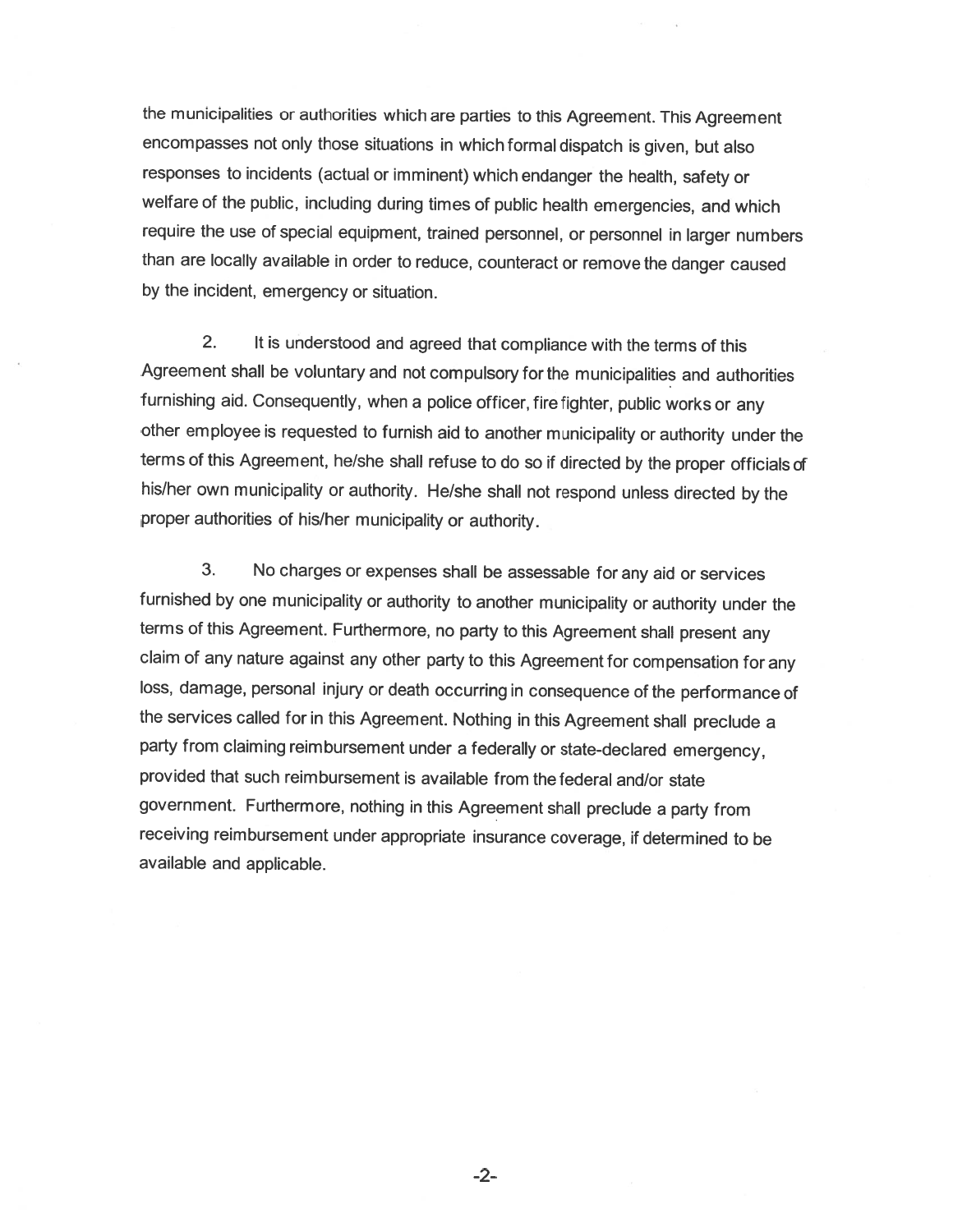the municipalities or authorities which are parties to this Agreement. This Agreement encompasses not only those situations in which formal dispatch is given, but also responses to incidents (actual or imminent) which endanger the health, safety or welfare of the public, including during times of public health emergencies, and which require the use of special equipment, trained personnel, or personnel in larger numbers than are locally available in order to reduce, counteract or remove the danger caused by the incident, emergency or situation.

2. It is understood and agreed that compliance with the terms of this Agreement shall be voluntary and not compulsory for the municipalities and authorities furnishing aid. Consequently, when a police officer, fire fighter, public works or any other employee is requested to furnish aid to another municipality or authority under the terms of this Agreement, he/she shall refuse to do so if directed by the proper officials of his/her own municipality or authority. He/she shall not respond unless directed by the proper authorities of his/her municipality or authority.

3. No charges or expenses shall be assessable for any aid or services furnished by one municipality or authority to another municipality or authority under the terms of this Agreement. Furthermore, no party to this Agreement shall present any claim of any nature against any other party to this Agreement for compensation for any loss, damage, personal injury or death occurring in consequence of the performance of the services called for in this Agreement. Nothing in this Agreement shall preclude a party from claiming reimbursement under a federally or state-declared emergency, provided that such reimbursement is available from the federal and/or state government. Furthermore, nothing in this Agreement shall preclude a party from receiving reimbursement under appropriate insurance coverage, if determined to be available and applicable.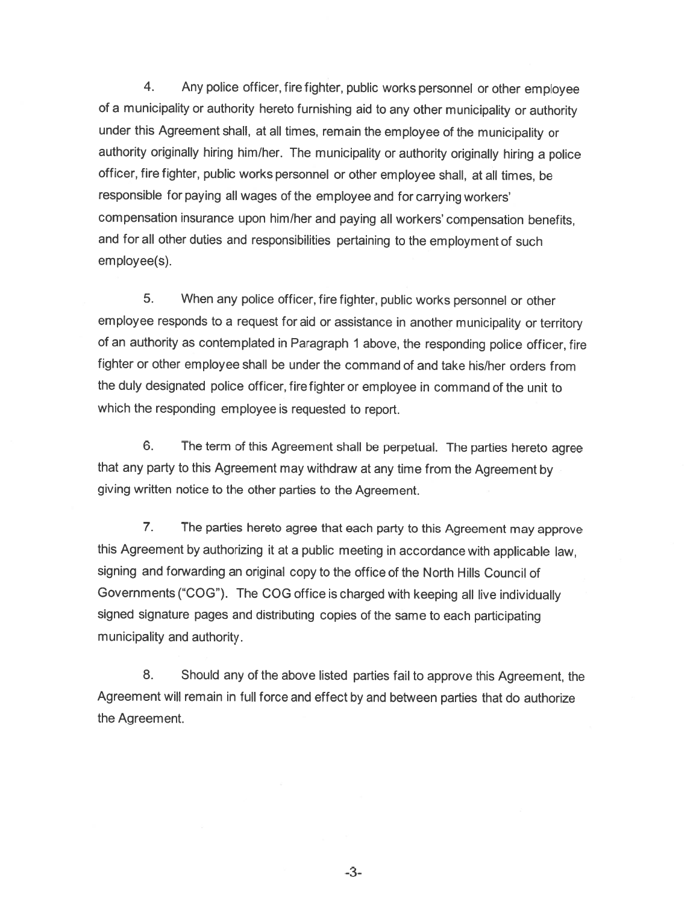4. Any police officer, fire fighter, public works personnel or other employee of a municipality or authority hereto furnishing aid to any other municipality or authority under this Agreement shall, at all times, remain the employee of the municipality or authority originally hiring him/her. The municipality or authority originally hiring a police officer, fire fighter, public works personnel or other employee shall, at all times, be responsible for paying all wages of the employee and for carrying workers' compensation insurance upon him/her and paying all workers' compensation benefits, and for all other duties and responsibilities pertaining to the employment of such employee(s).

5. When any police officer, fire fighter, public works personnel or other employee responds to a request for aid or assistance in another municipality or territory of an authority as contemplated in Paragraph 1 above, the responding police officer, fire fighter or other employee shall be under the command of and take his/her orders from the duly designated police officer, fire fighter or employee in command of the unit to which the responding employee is requested to report.

6. The term of this Agreement shall be perpetual. The parties hereto agree that any party to this Agreement may withdraw at any time from the Agreement by giving written notice to the other parties to the Agreement.

7. The parties hereto agree that each party to this Agreement may approve this Agreement by authorizing it at a public meeting in accordance with applicable law, signing and forwarding an original copy to the office of the North Hills Council of Governments ("COG"). The COG office is charged with keeping all live individually signed signature pages and distributing copies of the same to each participating municipality and authority.

8. Should any of the above listed parties fail to approve this Agreement, the Agreement will remain in full force and effect by and between parties that do authorize the Agreement.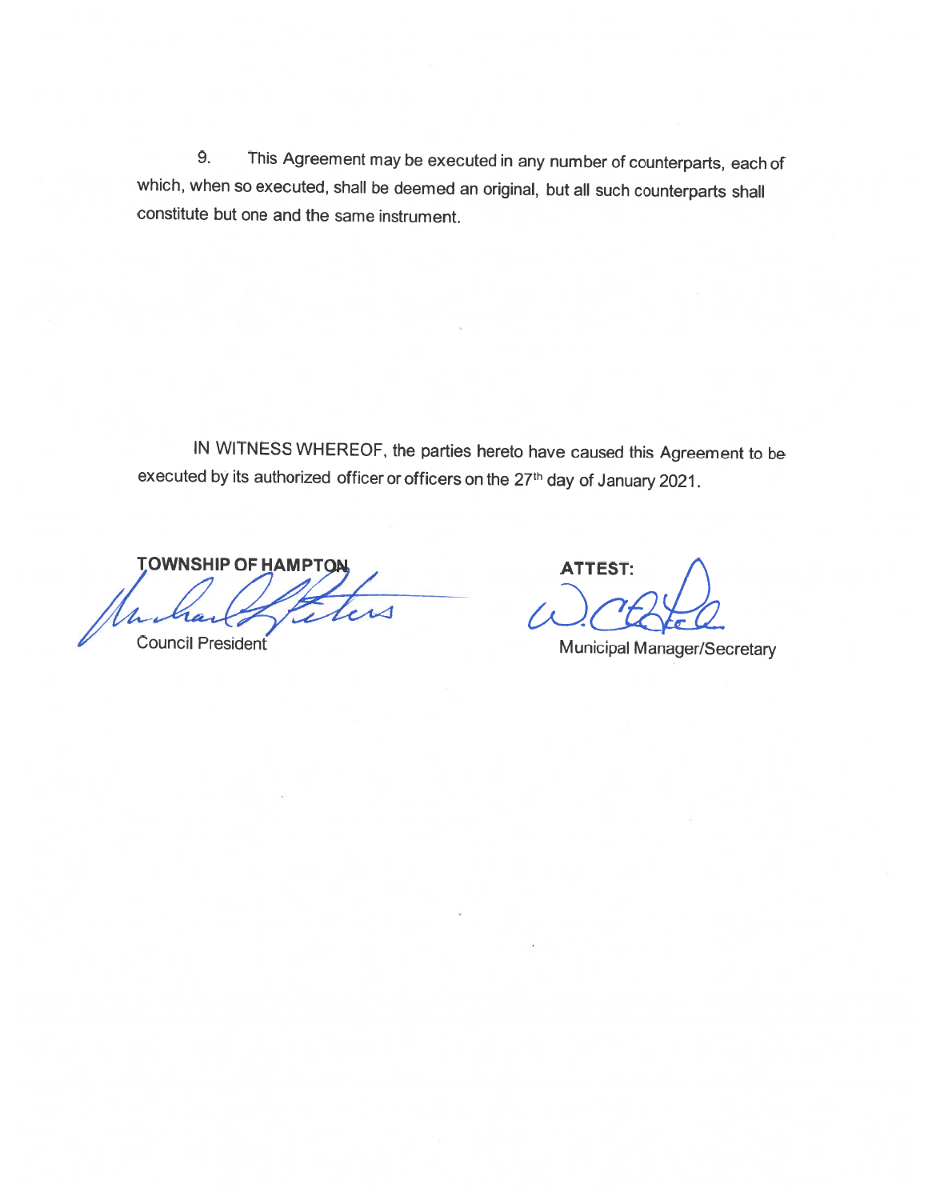9. This Agreement may be executed in any number of counterparts, each of which, when so executed, shall be deemed an original, but all such counterparts shall constitute but one and the same instrument.

IN WITNESS WHEREOF, the parties hereto have caused this Agreement to be executed by its authorized officer or officers on the 27th day of January 2021.

**TOWNSHIP OF HAMPTON**

Council President

**ATTEST:**

Municipal Manager/Secretary